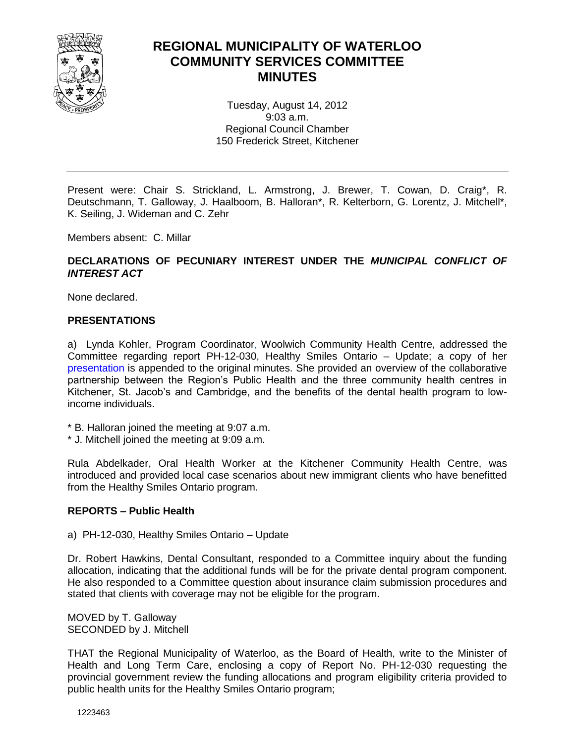# REGIONAL MUNICIPALITY OF WATERLOO
# COMMUNITY SERVICES COMMITTEE
# MINUTES

Tuesday, August 14, 2012
9:03 a.m.
Regional Council Chamber
150 Frederick Street, Kitchener

---

Present were: Chair S. Strickland, L. Armstrong, J. Brewer, T. Cowan, D. Craig*, R. Deutschmann, T. Galloway, J. Haalboom, B. Halloran*, R. Kelterborn, G. Lorentz, J. Mitchell*, K. Seiling, J. Wideman and C. Zehr

Members absent: C. Millar

**DECLARATIONS OF PECUNIARY INTEREST UNDER THE *MUNICIPAL CONFLICT OF INTEREST ACT***

None declared.

**PRESENTATIONS**

a) Lynda Kohler, Program Coordinator, Woolwich Community Health Centre, addressed the Committee regarding report PH-12-030, Healthy Smiles Ontario – Update; a copy of her presentation is appended to the original minutes. She provided an overview of the collaborative partnership between the Region's Public Health and the three community health centres in Kitchener, St. Jacob's and Cambridge, and the benefits of the dental health program to low-income individuals.

\* B. Halloran joined the meeting at 9:07 a.m.
\* J. Mitchell joined the meeting at 9:09 a.m.

Rula Abdelkader, Oral Health Worker at the Kitchener Community Health Centre, was introduced and provided local case scenarios about new immigrant clients who have benefitted from the Healthy Smiles Ontario program.

**REPORTS – Public Health**

a) PH-12-030, Healthy Smiles Ontario – Update

Dr. Robert Hawkins, Dental Consultant, responded to a Committee inquiry about the funding allocation, indicating that the additional funds will be for the private dental program component. He also responded to a Committee question about insurance claim submission procedures and stated that clients with coverage may not be eligible for the program.

MOVED by T. Galloway
SECONDED by J. Mitchell

THAT the Regional Municipality of Waterloo, as the Board of Health, write to the Minister of Health and Long Term Care, enclosing a copy of Report No. PH-12-030 requesting the provincial government review the funding allocations and program eligibility criteria provided to public health units for the Healthy Smiles Ontario program;

1223463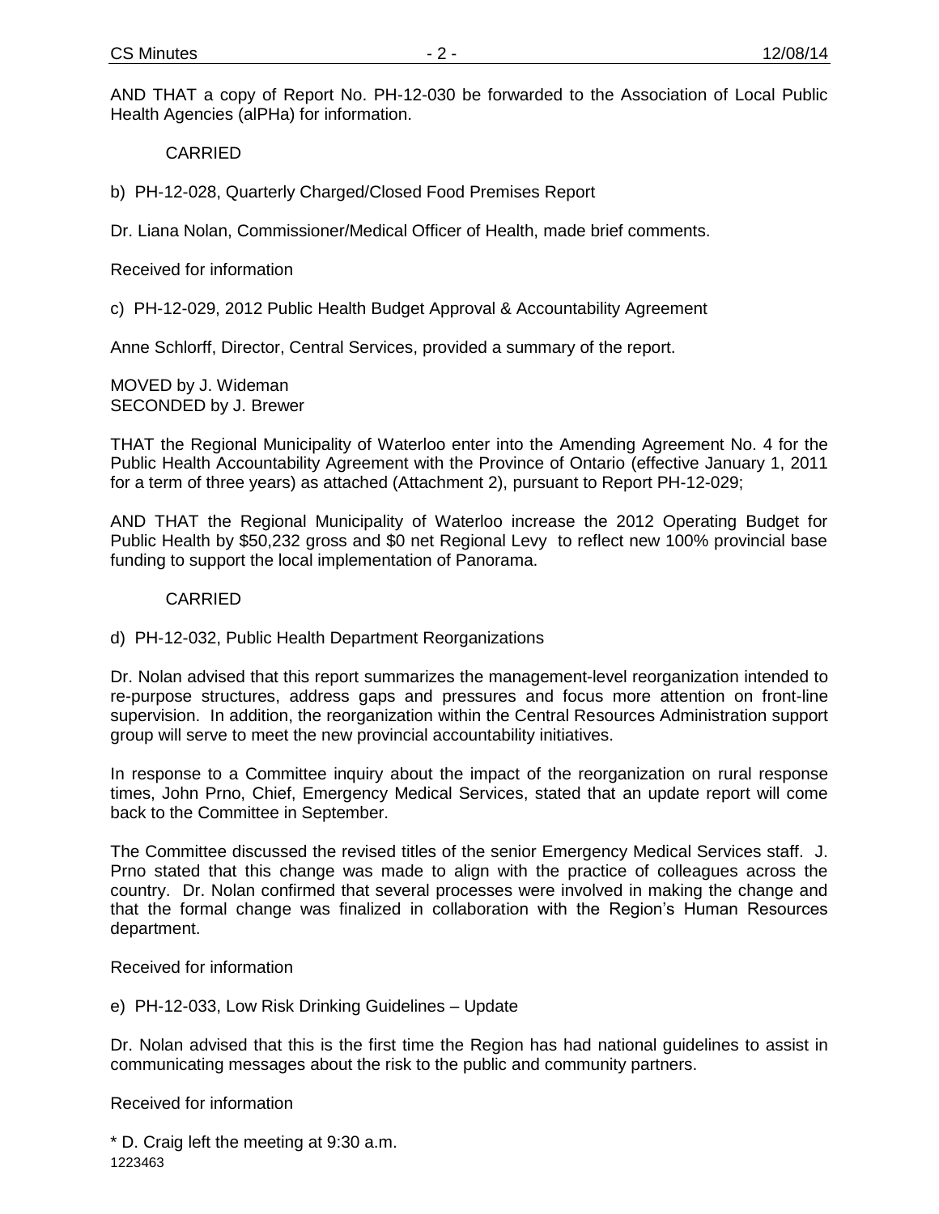AND THAT a copy of Report No. PH-12-030 be forwarded to the Association of Local Public Health Agencies (alPHa) for information.

CARRIED

b) PH-12-028, Quarterly Charged/Closed Food Premises Report

Dr. Liana Nolan, Commissioner/Medical Officer of Health, made brief comments.

Received for information

c) PH-12-029, 2012 Public Health Budget Approval & Accountability Agreement

Anne Schlorff, Director, Central Services, provided a summary of the report.

MOVED by J. Wideman
SECONDED by J. Brewer

THAT the Regional Municipality of Waterloo enter into the Amending Agreement No. 4 for the Public Health Accountability Agreement with the Province of Ontario (effective January 1, 2011 for a term of three years) as attached (Attachment 2), pursuant to Report PH-12-029;

AND THAT the Regional Municipality of Waterloo increase the 2012 Operating Budget for Public Health by $50,232 gross and $0 net Regional Levy to reflect new 100% provincial base funding to support the local implementation of Panorama.

CARRIED

d) PH-12-032, Public Health Department Reorganizations

Dr. Nolan advised that this report summarizes the management-level reorganization intended to re-purpose structures, address gaps and pressures and focus more attention on front-line supervision. In addition, the reorganization within the Central Resources Administration support group will serve to meet the new provincial accountability initiatives.

In response to a Committee inquiry about the impact of the reorganization on rural response times, John Prno, Chief, Emergency Medical Services, stated that an update report will come back to the Committee in September.

The Committee discussed the revised titles of the senior Emergency Medical Services staff. J. Prno stated that this change was made to align with the practice of colleagues across the country. Dr. Nolan confirmed that several processes were involved in making the change and that the formal change was finalized in collaboration with the Region's Human Resources department.

Received for information

e) PH-12-033, Low Risk Drinking Guidelines – Update

Dr. Nolan advised that this is the first time the Region has had national guidelines to assist in communicating messages about the risk to the public and community partners.

Received for information

* D. Craig left the meeting at 9:30 a.m.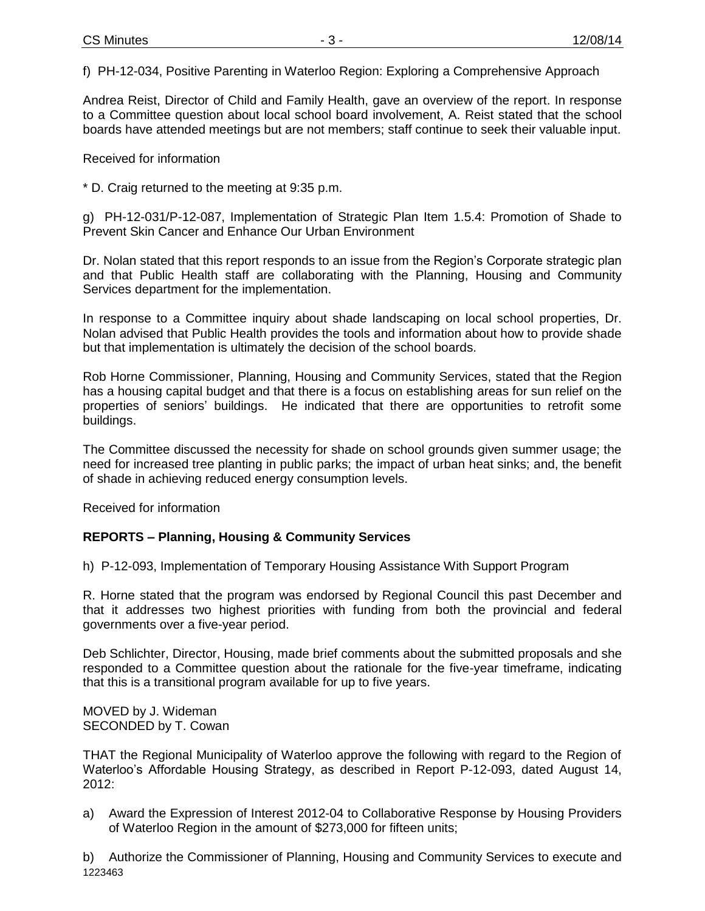f) PH-12-034, Positive Parenting in Waterloo Region: Exploring a Comprehensive Approach

Andrea Reist, Director of Child and Family Health, gave an overview of the report. In response to a Committee question about local school board involvement, A. Reist stated that the school boards have attended meetings but are not members; staff continue to seek their valuable input.

Received for information

* D. Craig returned to the meeting at 9:35 p.m.

g) PH-12-031/P-12-087, Implementation of Strategic Plan Item 1.5.4: Promotion of Shade to Prevent Skin Cancer and Enhance Our Urban Environment

Dr. Nolan stated that this report responds to an issue from the Region's Corporate strategic plan and that Public Health staff are collaborating with the Planning, Housing and Community Services department for the implementation.

In response to a Committee inquiry about shade landscaping on local school properties, Dr. Nolan advised that Public Health provides the tools and information about how to provide shade but that implementation is ultimately the decision of the school boards.

Rob Horne Commissioner, Planning, Housing and Community Services, stated that the Region has a housing capital budget and that there is a focus on establishing areas for sun relief on the properties of seniors' buildings. He indicated that there are opportunities to retrofit some buildings.

The Committee discussed the necessity for shade on school grounds given summer usage; the need for increased tree planting in public parks; the impact of urban heat sinks; and, the benefit of shade in achieving reduced energy consumption levels.

Received for information

**REPORTS – Planning, Housing & Community Services**

h) P-12-093, Implementation of Temporary Housing Assistance With Support Program

R. Horne stated that the program was endorsed by Regional Council this past December and that it addresses two highest priorities with funding from both the provincial and federal governments over a five-year period.

Deb Schlichter, Director, Housing, made brief comments about the submitted proposals and she responded to a Committee question about the rationale for the five-year timeframe, indicating that this is a transitional program available for up to five years.

MOVED by J. Wideman
SECONDED by T. Cowan

THAT the Regional Municipality of Waterloo approve the following with regard to the Region of Waterloo's Affordable Housing Strategy, as described in Report P-12-093, dated August 14, 2012:

a) Award the Expression of Interest 2012-04 to Collaborative Response by Housing Providers of Waterloo Region in the amount of $273,000 for fifteen units;

b) Authorize the Commissioner of Planning, Housing and Community Services to execute and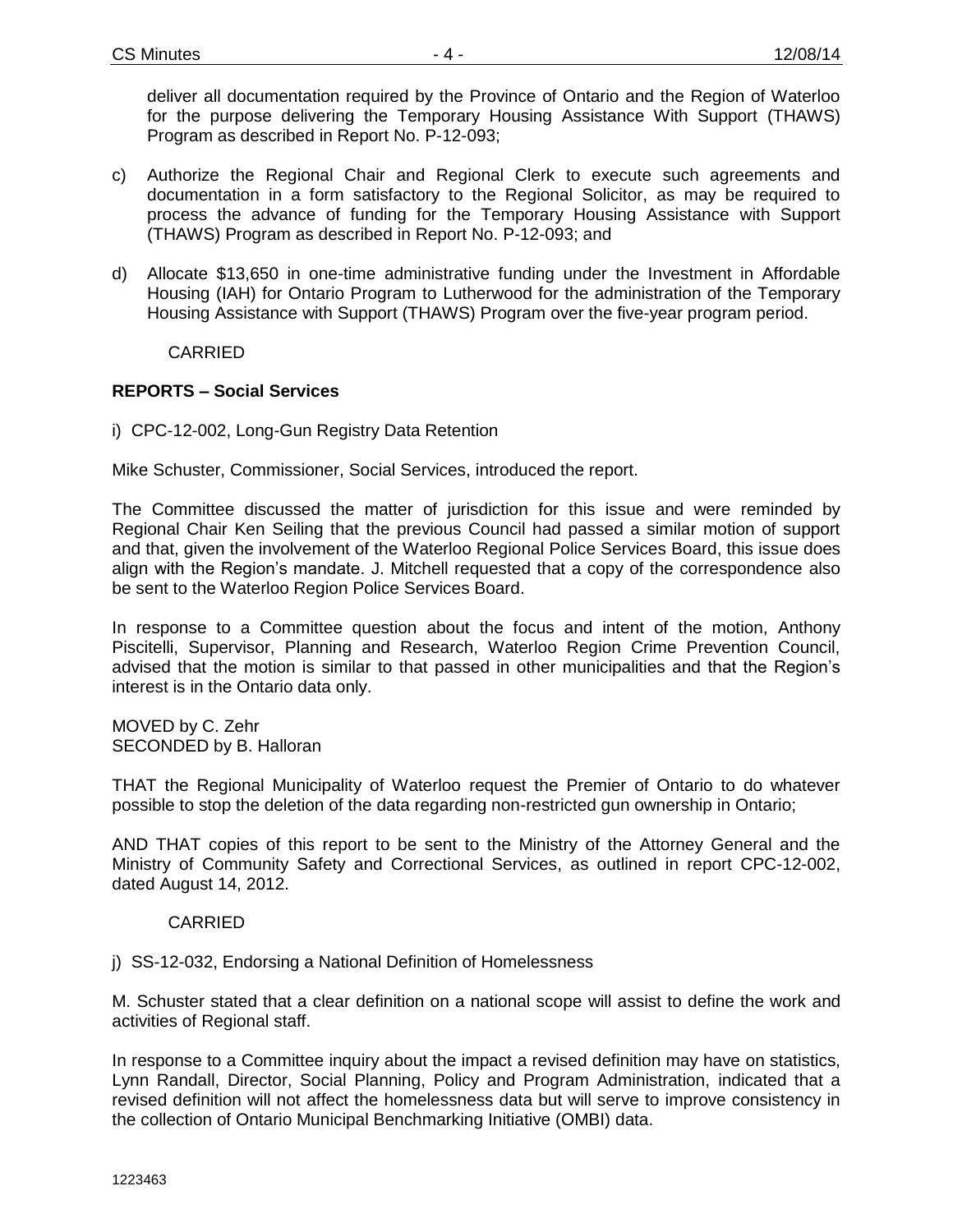deliver all documentation required by the Province of Ontario and the Region of Waterloo for the purpose delivering the Temporary Housing Assistance With Support (THAWS) Program as described in Report No. P-12-093;

c) Authorize the Regional Chair and Regional Clerk to execute such agreements and documentation in a form satisfactory to the Regional Solicitor, as may be required to process the advance of funding for the Temporary Housing Assistance with Support (THAWS) Program as described in Report No. P-12-093; and

d) Allocate $13,650 in one-time administrative funding under the Investment in Affordable Housing (IAH) for Ontario Program to Lutherwood for the administration of the Temporary Housing Assistance with Support (THAWS) Program over the five-year program period.

CARRIED

**REPORTS – Social Services**

i) CPC-12-002, Long-Gun Registry Data Retention

Mike Schuster, Commissioner, Social Services, introduced the report.

The Committee discussed the matter of jurisdiction for this issue and were reminded by Regional Chair Ken Seiling that the previous Council had passed a similar motion of support and that, given the involvement of the Waterloo Regional Police Services Board, this issue does align with the Region's mandate. J. Mitchell requested that a copy of the correspondence also be sent to the Waterloo Region Police Services Board.

In response to a Committee question about the focus and intent of the motion, Anthony Piscitelli, Supervisor, Planning and Research, Waterloo Region Crime Prevention Council, advised that the motion is similar to that passed in other municipalities and that the Region's interest is in the Ontario data only.

MOVED by C. Zehr
SECONDED by B. Halloran

THAT the Regional Municipality of Waterloo request the Premier of Ontario to do whatever possible to stop the deletion of the data regarding non-restricted gun ownership in Ontario;

AND THAT copies of this report to be sent to the Ministry of the Attorney General and the Ministry of Community Safety and Correctional Services, as outlined in report CPC-12-002, dated August 14, 2012.

CARRIED

j) SS-12-032, Endorsing a National Definition of Homelessness

M. Schuster stated that a clear definition on a national scope will assist to define the work and activities of Regional staff.

In response to a Committee inquiry about the impact a revised definition may have on statistics, Lynn Randall, Director, Social Planning, Policy and Program Administration, indicated that a revised definition will not affect the homelessness data but will serve to improve consistency in the collection of Ontario Municipal Benchmarking Initiative (OMBI) data.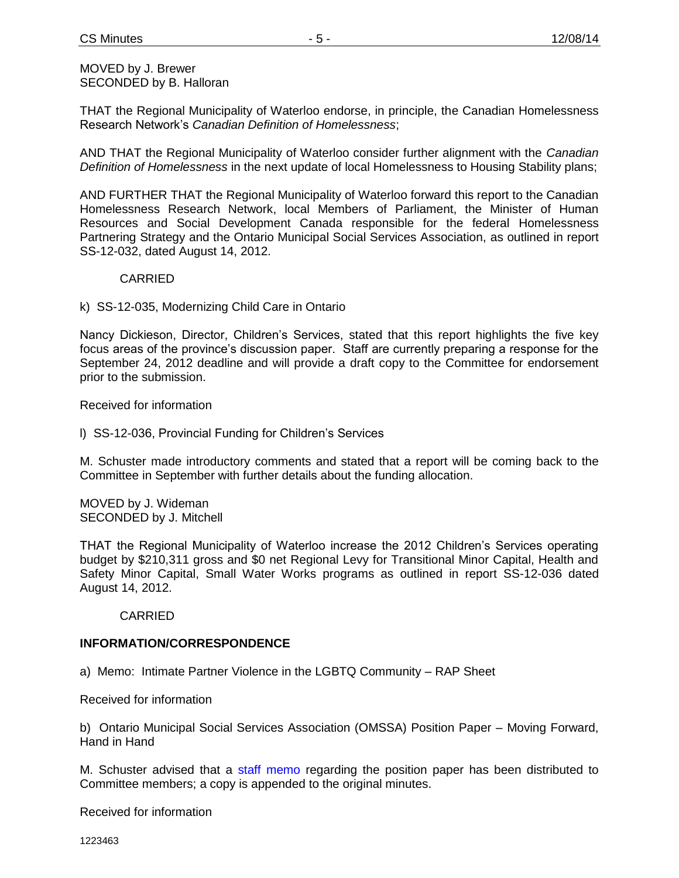MOVED by J. Brewer
SECONDED by B. Halloran

THAT the Regional Municipality of Waterloo endorse, in principle, the Canadian Homelessness Research Network's *Canadian Definition of Homelessness*;

AND THAT the Regional Municipality of Waterloo consider further alignment with the *Canadian Definition of Homelessness* in the next update of local Homelessness to Housing Stability plans;

AND FURTHER THAT the Regional Municipality of Waterloo forward this report to the Canadian Homelessness Research Network, local Members of Parliament, the Minister of Human Resources and Social Development Canada responsible for the federal Homelessness Partnering Strategy and the Ontario Municipal Social Services Association, as outlined in report SS-12-032, dated August 14, 2012.

CARRIED

k) SS-12-035, Modernizing Child Care in Ontario

Nancy Dickieson, Director, Children's Services, stated that this report highlights the five key focus areas of the province's discussion paper. Staff are currently preparing a response for the September 24, 2012 deadline and will provide a draft copy to the Committee for endorsement prior to the submission.

Received for information

l) SS-12-036, Provincial Funding for Children's Services

M. Schuster made introductory comments and stated that a report will be coming back to the Committee in September with further details about the funding allocation.

MOVED by J. Wideman
SECONDED by J. Mitchell

THAT the Regional Municipality of Waterloo increase the 2012 Children's Services operating budget by $210,311 gross and $0 net Regional Levy for Transitional Minor Capital, Health and Safety Minor Capital, Small Water Works programs as outlined in report SS-12-036 dated August 14, 2012.

CARRIED

**INFORMATION/CORRESPONDENCE**

a) Memo: Intimate Partner Violence in the LGBTQ Community – RAP Sheet

Received for information

b) Ontario Municipal Social Services Association (OMSSA) Position Paper – Moving Forward, Hand in Hand

M. Schuster advised that a staff memo regarding the position paper has been distributed to Committee members; a copy is appended to the original minutes.

Received for information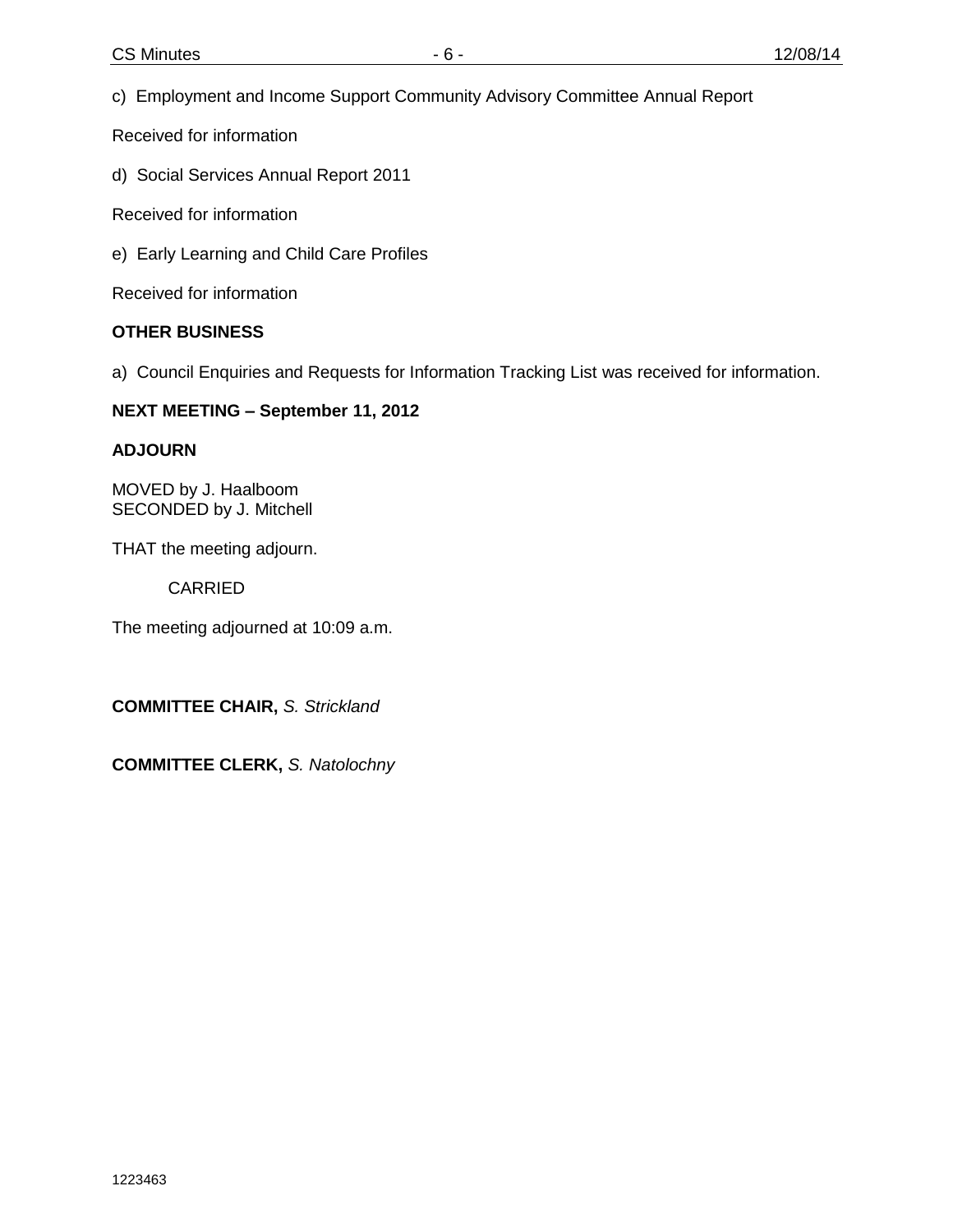c) Employment and Income Support Community Advisory Committee Annual Report

Received for information

d) Social Services Annual Report 2011

Received for information

e) Early Learning and Child Care Profiles

Received for information

**OTHER BUSINESS**

a) Council Enquiries and Requests for Information Tracking List was received for information.

**NEXT MEETING – September 11, 2012**

**ADJOURN**

MOVED by J. Haalboom
SECONDED by J. Mitchell

THAT the meeting adjourn.

CARRIED

The meeting adjourned at 10:09 a.m.

**COMMITTEE CHAIR,** *S. Strickland*

**COMMITTEE CLERK,** *S. Natolochny*

1223463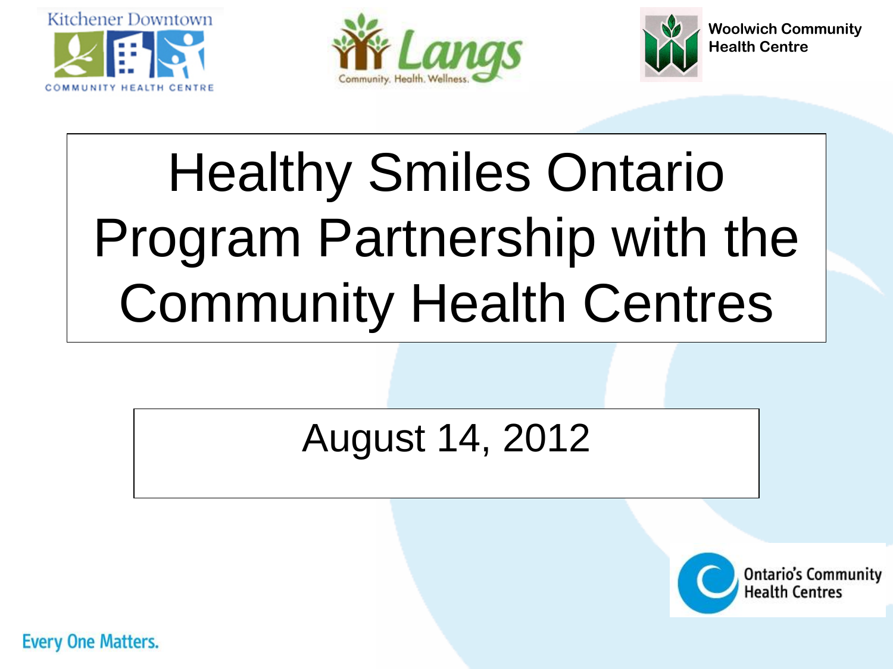Kitchener Downtown Community Health Centre

Langs Community. Health. Wellness.

Woolwich Community Health Centre

# Healthy Smiles Ontario Program Partnership with the Community Health Centres

August 14, 2012

Ontario's Community Health Centres

Every One Matters.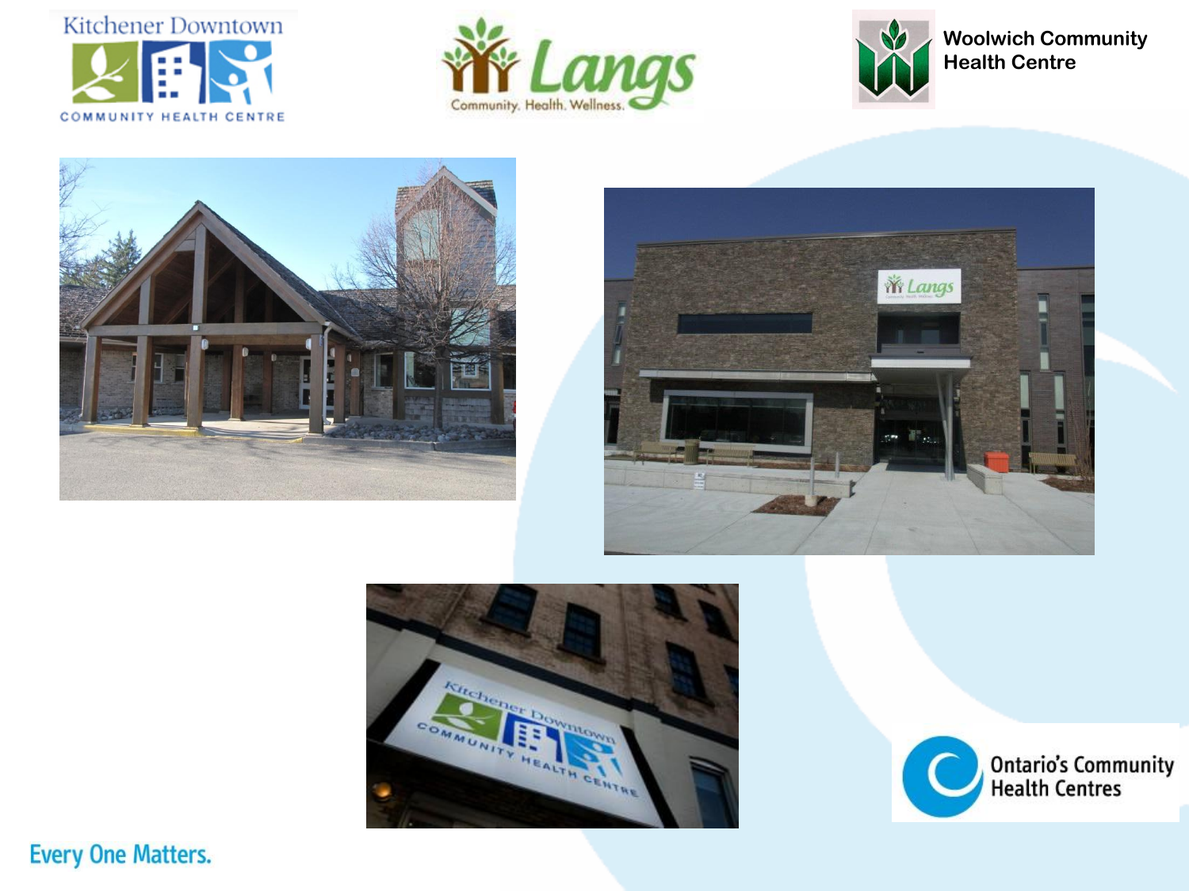Kitchener Downtown Community Health Centre

Langs Community. Health. Wellness.

Woolwich Community Health Centre

Every One Matters.

Ontario's Community Health Centres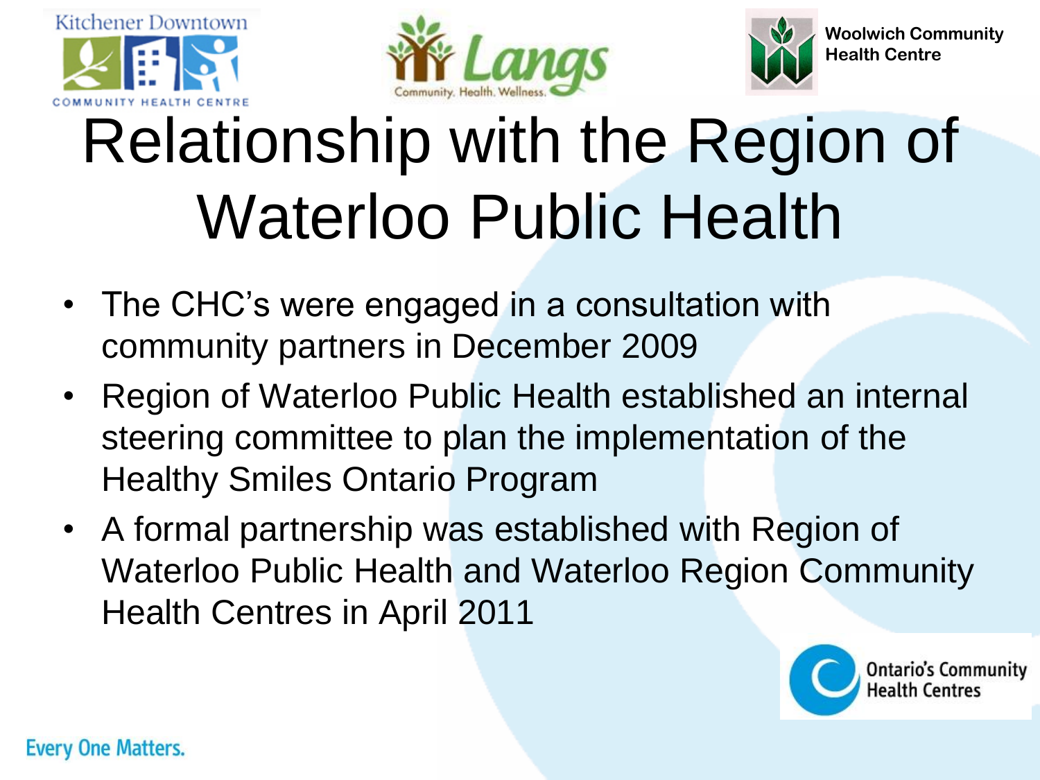# Relationship with the Region of Waterloo Public Health

- The CHC's were engaged in a consultation with community partners in December 2009
- Region of Waterloo Public Health established an internal steering committee to plan the implementation of the Healthy Smiles Ontario Program
- A formal partnership was established with Region of Waterloo Public Health and Waterloo Region Community Health Centres in April 2011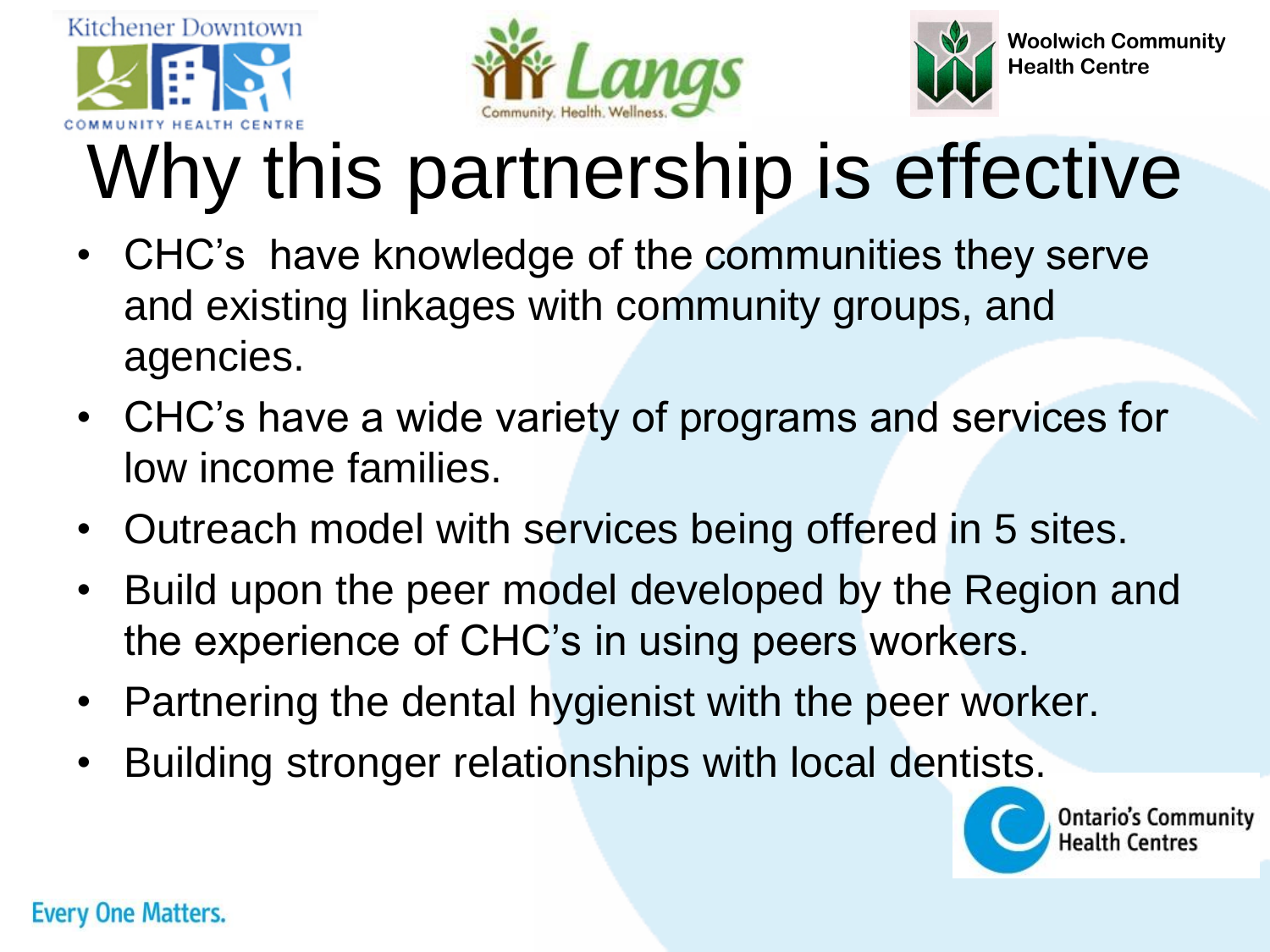# Why this partnership is effective

- CHC's have knowledge of the communities they serve and existing linkages with community groups, and agencies.
- CHC's have a wide variety of programs and services for low income families.
- Outreach model with services being offered in 5 sites.
- Build upon the peer model developed by the Region and the experience of CHC's in using peers workers.
- Partnering the dental hygienist with the peer worker.
- Building stronger relationships with local dentists.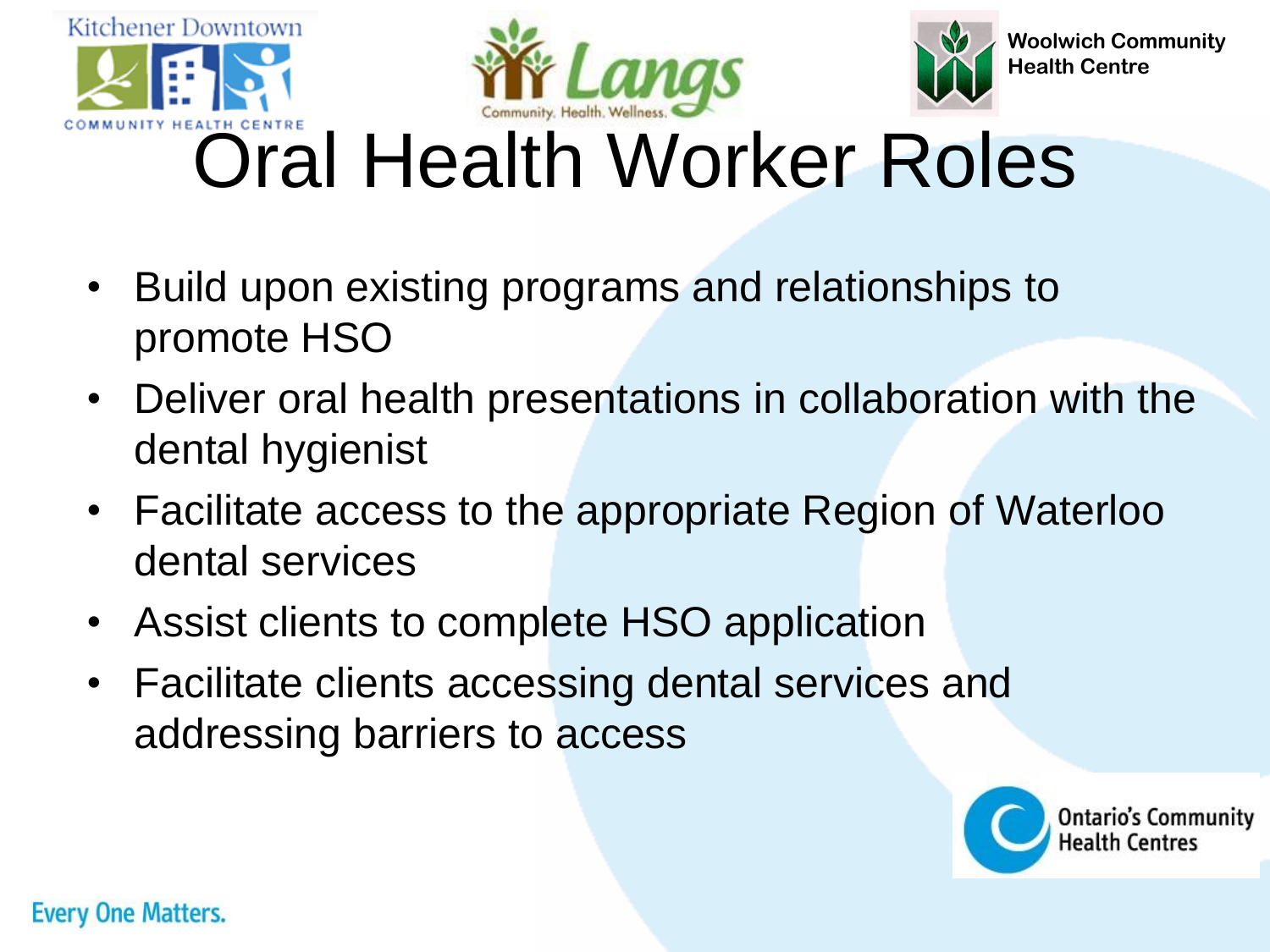# Oral Health Worker Roles

- Build upon existing programs and relationships to promote HSO
- Deliver oral health presentations in collaboration with the dental hygienist
- Facilitate access to the appropriate Region of Waterloo dental services
- Assist clients to complete HSO application
- Facilitate clients accessing dental services and addressing barriers to access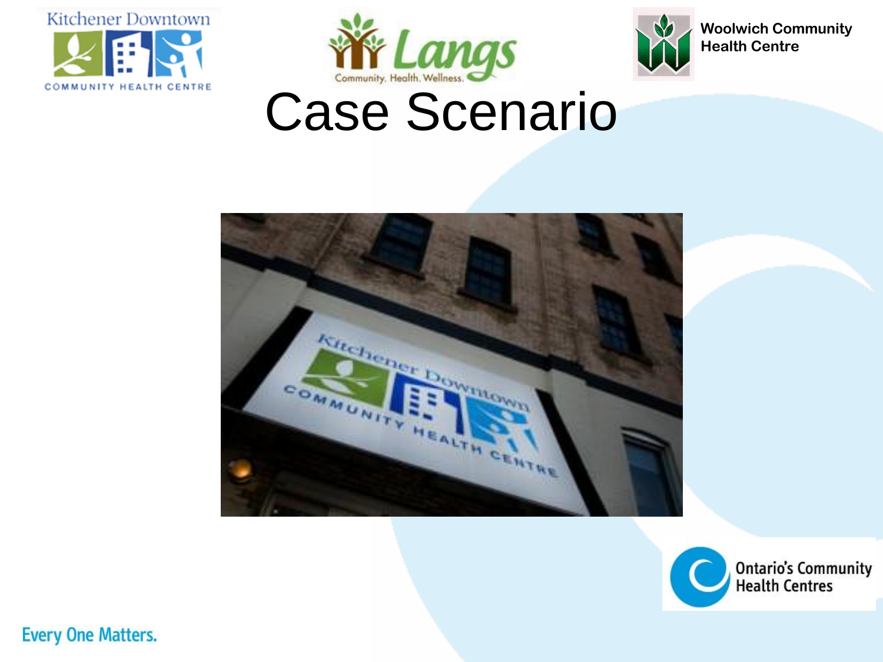# Case Scenario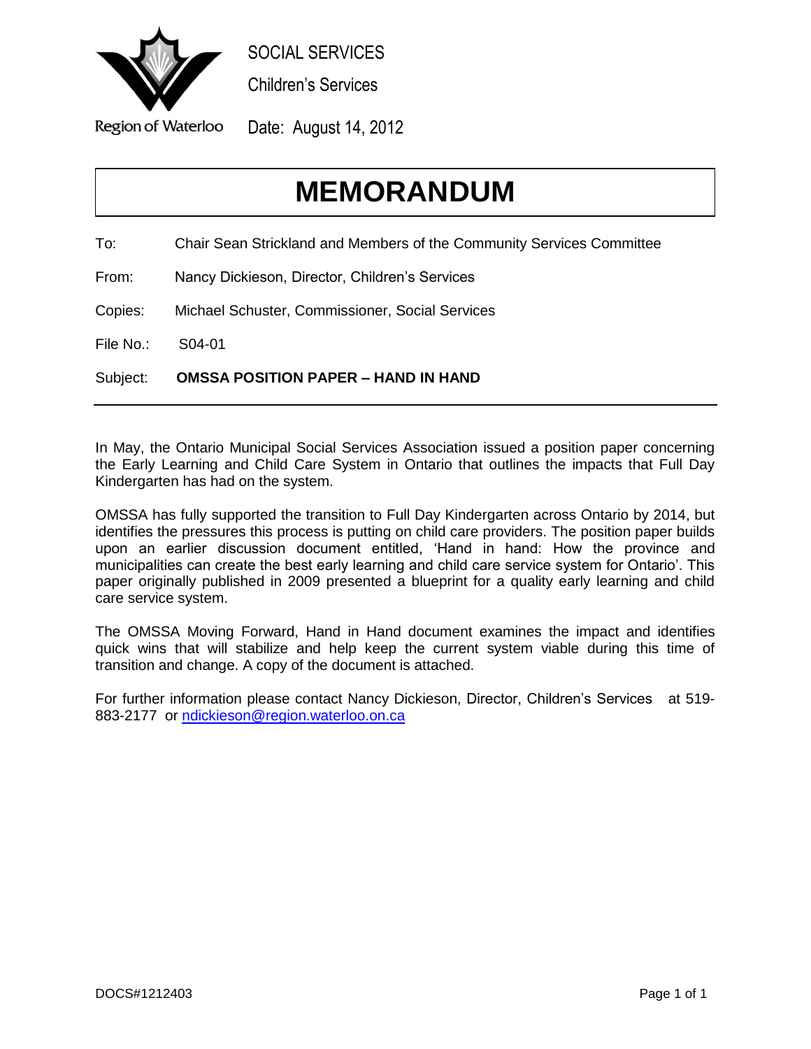Region of Waterloo

SOCIAL SERVICES

Children's Services

Date: August 14, 2012

# MEMORANDUM

To: Chair Sean Strickland and Members of the Community Services Committee

From: Nancy Dickieson, Director, Children's Services

Copies: Michael Schuster, Commissioner, Social Services

File No.: S04-01

Subject: **OMSSA POSITION PAPER – HAND IN HAND**

---

In May, the Ontario Municipal Social Services Association issued a position paper concerning the Early Learning and Child Care System in Ontario that outlines the impacts that Full Day Kindergarten has had on the system.

OMSSA has fully supported the transition to Full Day Kindergarten across Ontario by 2014, but identifies the pressures this process is putting on child care providers. The position paper builds upon an earlier discussion document entitled, 'Hand in hand: How the province and municipalities can create the best early learning and child care service system for Ontario'. This paper originally published in 2009 presented a blueprint for a quality early learning and child care service system.

The OMSSA Moving Forward, Hand in Hand document examines the impact and identifies quick wins that will stabilize and help keep the current system viable during this time of transition and change. A copy of the document is attached.

For further information please contact Nancy Dickieson, Director, Children's Services at 519-883-2177 or ndickieson@region.waterloo.on.ca

DOCS#1212403